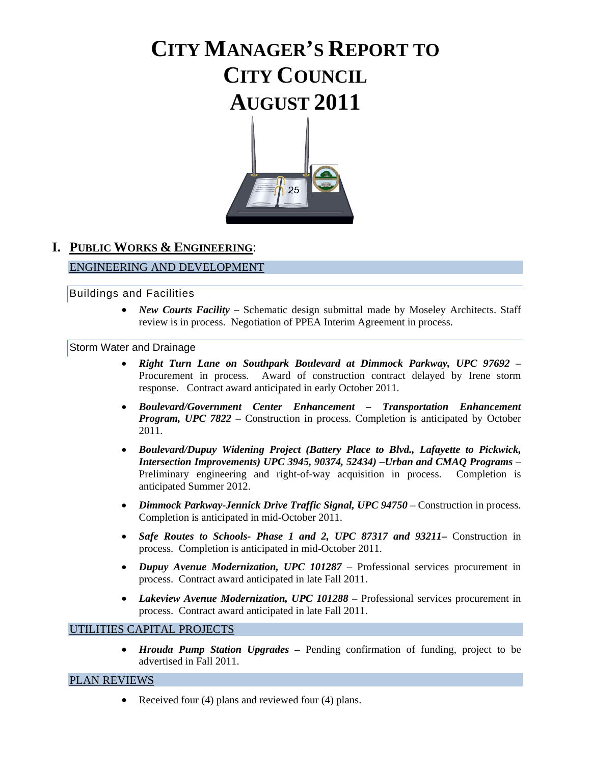# CITY MANAGER'S REPORT TO CITY COUNCIL AUGUST 2011

## I. PUBLIC WORKS & ENGINEERING:

### ENGINEERING AND DEVELOPMENT

#### Buildings and Facilities

- ***New Courts Facility –*** Schematic design submittal made by Moseley Architects. Staff review is in process. Negotiation of PPEA Interim Agreement in process.

#### Storm Water and Drainage

- ***Right Turn Lane on Southpark Boulevard at Dimmock Parkway, UPC 97692*** – Procurement in process. Award of construction contract delayed by Irene storm response. Contract award anticipated in early October 2011.

- ***Boulevard/Government Center Enhancement – Transportation Enhancement Program, UPC 7822*** – Construction in process. Completion is anticipated by October 2011.

- ***Boulevard/Dupuy Widening Project (Battery Place to Blvd., Lafayette to Pickwick, Intersection Improvements) UPC 3945, 90374, 52434) –Urban and CMAQ Programs*** – Preliminary engineering and right-of-way acquisition in process. Completion is anticipated Summer 2012.

- ***Dimmock Parkway-Jennick Drive Traffic Signal, UPC 94750*** – Construction in process. Completion is anticipated in mid-October 2011.

- ***Safe Routes to Schools- Phase 1 and 2, UPC 87317 and 93211–*** Construction in process. Completion is anticipated in mid-October 2011.

- ***Dupuy Avenue Modernization, UPC 101287*** – Professional services procurement in process. Contract award anticipated in late Fall 2011.

- ***Lakeview Avenue Modernization, UPC 101288*** – Professional services procurement in process. Contract award anticipated in late Fall 2011.

### UTILITIES CAPITAL PROJECTS

- ***Hrouda Pump Station Upgrades –*** Pending confirmation of funding, project to be advertised in Fall 2011.

### PLAN REVIEWS

- Received four (4) plans and reviewed four (4) plans.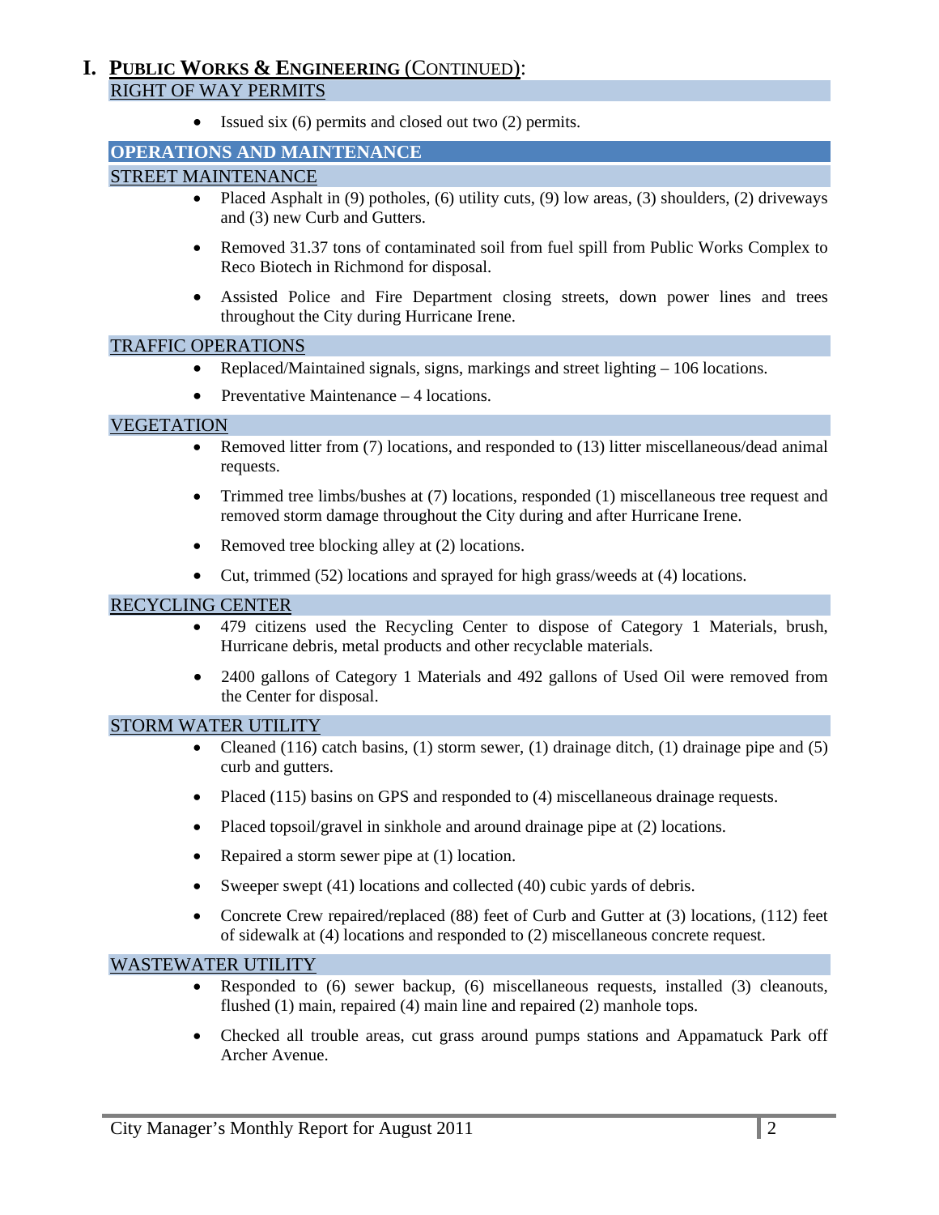# I. PUBLIC WORKS & ENGINEERING (CONTINUED):

## RIGHT OF WAY PERMITS

- Issued six (6) permits and closed out two (2) permits.

## OPERATIONS AND MAINTENANCE

### STREET MAINTENANCE

- Placed Asphalt in (9) potholes, (6) utility cuts, (9) low areas, (3) shoulders, (2) driveways and (3) new Curb and Gutters.
- Removed 31.37 tons of contaminated soil from fuel spill from Public Works Complex to Reco Biotech in Richmond for disposal.
- Assisted Police and Fire Department closing streets, down power lines and trees throughout the City during Hurricane Irene.

### TRAFFIC OPERATIONS

- Replaced/Maintained signals, signs, markings and street lighting – 106 locations.
- Preventative Maintenance – 4 locations.

### VEGETATION

- Removed litter from (7) locations, and responded to (13) litter miscellaneous/dead animal requests.
- Trimmed tree limbs/bushes at (7) locations, responded (1) miscellaneous tree request and removed storm damage throughout the City during and after Hurricane Irene.
- Removed tree blocking alley at (2) locations.
- Cut, trimmed (52) locations and sprayed for high grass/weeds at (4) locations.

### RECYCLING CENTER

- 479 citizens used the Recycling Center to dispose of Category 1 Materials, brush, Hurricane debris, metal products and other recyclable materials.
- 2400 gallons of Category 1 Materials and 492 gallons of Used Oil were removed from the Center for disposal.

### STORM WATER UTILITY

- Cleaned (116) catch basins, (1) storm sewer, (1) drainage ditch, (1) drainage pipe and (5) curb and gutters.
- Placed (115) basins on GPS and responded to (4) miscellaneous drainage requests.
- Placed topsoil/gravel in sinkhole and around drainage pipe at (2) locations.
- Repaired a storm sewer pipe at (1) location.
- Sweeper swept (41) locations and collected (40) cubic yards of debris.
- Concrete Crew repaired/replaced (88) feet of Curb and Gutter at (3) locations, (112) feet of sidewalk at (4) locations and responded to (2) miscellaneous concrete request.

### WASTEWATER UTILITY

- Responded to (6) sewer backup, (6) miscellaneous requests, installed (3) cleanouts, flushed (1) main, repaired (4) main line and repaired (2) manhole tops.
- Checked all trouble areas, cut grass around pumps stations and Appamatuck Park off Archer Avenue.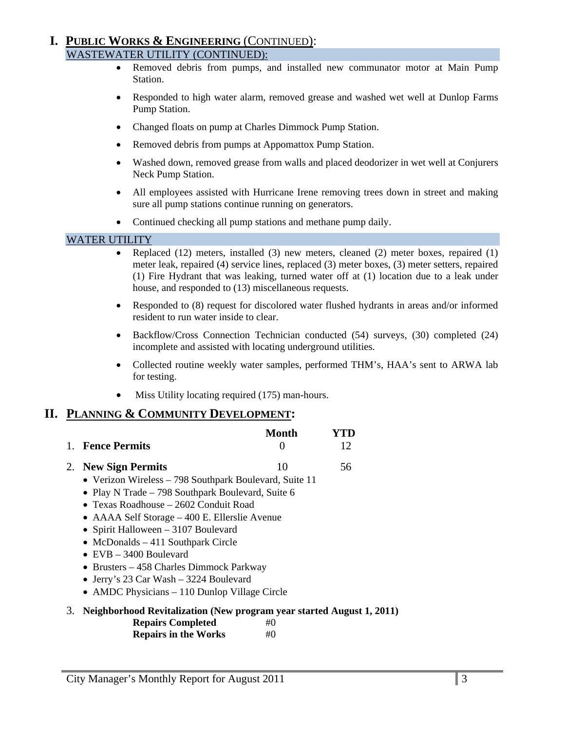# I. PUBLIC WORKS & ENGINEERING (CONTINUED):

## WASTEWATER UTILITY (CONTINUED):

- Removed debris from pumps, and installed new communator motor at Main Pump Station.
- Responded to high water alarm, removed grease and washed wet well at Dunlop Farms Pump Station.
- Changed floats on pump at Charles Dimmock Pump Station.
- Removed debris from pumps at Appomattox Pump Station.
- Washed down, removed grease from walls and placed deodorizer in wet well at Conjurers Neck Pump Station.
- All employees assisted with Hurricane Irene removing trees down in street and making sure all pump stations continue running on generators.
- Continued checking all pump stations and methane pump daily.

## WATER UTILITY

- Replaced (12) meters, installed (3) new meters, cleaned (2) meter boxes, repaired (1) meter leak, repaired (4) service lines, replaced (3) meter boxes, (3) meter setters, repaired (1) Fire Hydrant that was leaking, turned water off at (1) location due to a leak under house, and responded to (13) miscellaneous requests.
- Responded to (8) request for discolored water flushed hydrants in areas and/or informed resident to run water inside to clear.
- Backflow/Cross Connection Technician conducted (54) surveys, (30) completed (24) incomplete and assisted with locating underground utilities.
- Collected routine weekly water samples, performed THM's, HAA's sent to ARWA lab for testing.
- Miss Utility locating required (175) man-hours.

# II. PLANNING & COMMUNITY DEVELOPMENT:

| | Month | YTD |
|---|---|---|
| 1. **Fence Permits** | 0 | 12 |
| 2. **New Sign Permits** | 10 | 56 |

- Verizon Wireless – 798 Southpark Boulevard, Suite 11
- Play N Trade – 798 Southpark Boulevard, Suite 6
- Texas Roadhouse – 2602 Conduit Road
- AAAA Self Storage – 400 E. Ellerslie Avenue
- Spirit Halloween – 3107 Boulevard
- McDonalds – 411 Southpark Circle
- EVB – 3400 Boulevard
- Brusters – 458 Charles Dimmock Parkway
- Jerry's 23 Car Wash – 3224 Boulevard
- AMDC Physicians – 110 Dunlop Village Circle

3. **Neighborhood Revitalization (New program year started August 1, 2011)**

| | |
|---|---|
| **Repairs Completed** | #0 |
| **Repairs in the Works** | #0 |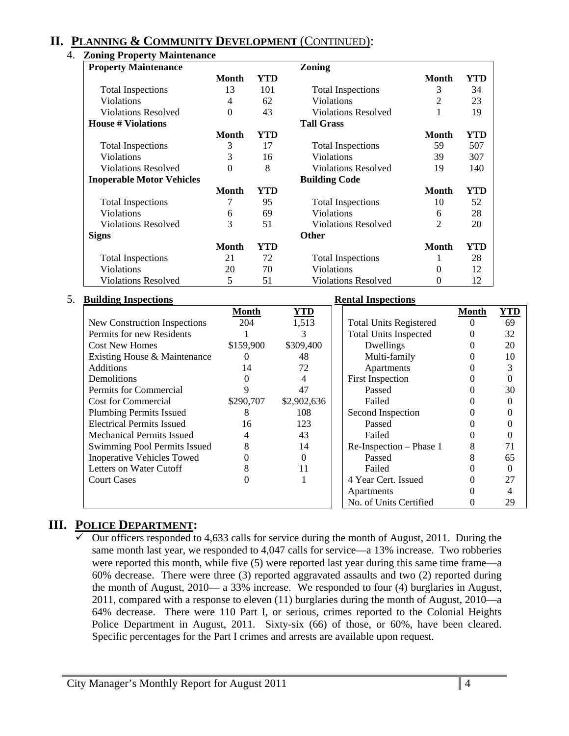## II. PLANNING & COMMUNITY DEVELOPMENT (CONTINUED):

4. **Zoning Property Maintenance**

| **Property Maintenance** | | | **Zoning** | | |
|---|---|---|---|---|---|
| | **Month** | **YTD** | | **Month** | **YTD** |
| Total Inspections | 13 | 101 | Total Inspections | 3 | 34 |
| Violations | 4 | 62 | Violations | 2 | 23 |
| Violations Resolved | 0 | 43 | Violations Resolved | 1 | 19 |
| **House # Violations** | | | **Tall Grass** | | |
| | **Month** | **YTD** | | **Month** | **YTD** |
| Total Inspections | 3 | 17 | Total Inspections | 59 | 507 |
| Violations | 3 | 16 | Violations | 39 | 307 |
| Violations Resolved | 0 | 8 | Violations Resolved | 19 | 140 |
| **Inoperable Motor Vehicles** | | | **Building Code** | | |
| | **Month** | **YTD** | | **Month** | **YTD** |
| Total Inspections | 7 | 95 | Total Inspections | 10 | 52 |
| Violations | 6 | 69 | Violations | 6 | 28 |
| Violations Resolved | 3 | 51 | Violations Resolved | 2 | 20 |
| **Signs** | | | **Other** | | |
| | **Month** | **YTD** | | **Month** | **YTD** |
| Total Inspections | 21 | 72 | Total Inspections | 1 | 28 |
| Violations | 20 | 70 | Violations | 0 | 12 |
| Violations Resolved | 5 | 51 | Violations Resolved | 0 | 12 |

5. **Building Inspections**

| | **Month** | **YTD** |
|---|---|---|
| New Construction Inspections | 204 | 1,513 |
| Permits for new Residents | 1 | 3 |
| Cost New Homes | $159,900 | $309,400 |
| Existing House & Maintenance | 0 | 48 |
| Additions | 14 | 72 |
| Demolitions | 0 | 4 |
| Permits for Commercial | 9 | 47 |
| Cost for Commercial | $290,707 | $2,902,636 |
| Plumbing Permits Issued | 8 | 108 |
| Electrical Permits Issued | 16 | 123 |
| Mechanical Permits Issued | 4 | 43 |
| Swimming Pool Permits Issued | 8 | 14 |
| Inoperative Vehicles Towed | 0 | 0 |
| Letters on Water Cutoff | 8 | 11 |
| Court Cases | 0 | 1 |

**Rental Inspections**

| | **Month** | **YTD** |
|---|---|---|
| Total Units Registered | 0 | 69 |
| Total Units Inspected | 0 | 32 |
| Dwellings | 0 | 20 |
| Multi-family | 0 | 10 |
| Apartments | 0 | 3 |
| First Inspection | 0 | 0 |
| Passed | 0 | 30 |
| Failed | 0 | 0 |
| Second Inspection | 0 | 0 |
| Passed | 0 | 0 |
| Failed | 0 | 0 |
| Re-Inspection – Phase 1 | 8 | 71 |
| Passed | 8 | 65 |
| Failed | 0 | 0 |
| 4 Year Cert. Issued | 0 | 27 |
| Apartments | 0 | 4 |
| No. of Units Certified | 0 | 29 |

## III. POLICE DEPARTMENT:

- ✓ Our officers responded to 4,633 calls for service during the month of August, 2011. During the same month last year, we responded to 4,047 calls for service—a 13% increase. Two robberies were reported this month, while five (5) were reported last year during this same time frame—a 60% decrease. There were three (3) reported aggravated assaults and two (2) reported during the month of August, 2010— a 33% increase. We responded to four (4) burglaries in August, 2011, compared with a response to eleven (11) burglaries during the month of August, 2010—a 64% decrease. There were 110 Part I, or serious, crimes reported to the Colonial Heights Police Department in August, 2011. Sixty-six (66) of those, or 60%, have been cleared. Specific percentages for the Part I crimes and arrests are available upon request.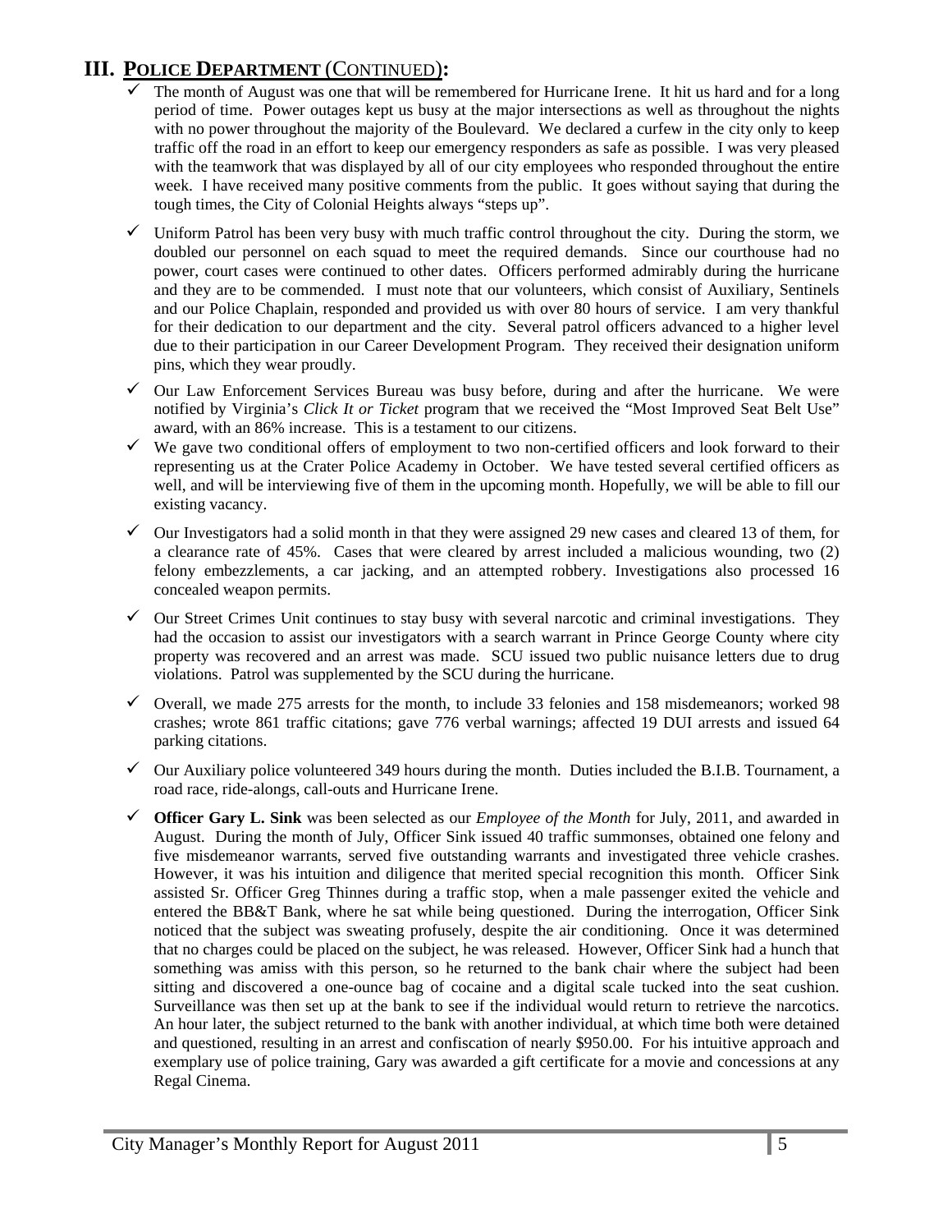# III. POLICE DEPARTMENT (CONTINUED):

- ✓ The month of August was one that will be remembered for Hurricane Irene. It hit us hard and for a long period of time. Power outages kept us busy at the major intersections as well as throughout the nights with no power throughout the majority of the Boulevard. We declared a curfew in the city only to keep traffic off the road in an effort to keep our emergency responders as safe as possible. I was very pleased with the teamwork that was displayed by all of our city employees who responded throughout the entire week. I have received many positive comments from the public. It goes without saying that during the tough times, the City of Colonial Heights always "steps up".
- ✓ Uniform Patrol has been very busy with much traffic control throughout the city. During the storm, we doubled our personnel on each squad to meet the required demands. Since our courthouse had no power, court cases were continued to other dates. Officers performed admirably during the hurricane and they are to be commended. I must note that our volunteers, which consist of Auxiliary, Sentinels and our Police Chaplain, responded and provided us with over 80 hours of service. I am very thankful for their dedication to our department and the city. Several patrol officers advanced to a higher level due to their participation in our Career Development Program. They received their designation uniform pins, which they wear proudly.
- ✓ Our Law Enforcement Services Bureau was busy before, during and after the hurricane. We were notified by Virginia's *Click It or Ticket* program that we received the "Most Improved Seat Belt Use" award, with an 86% increase. This is a testament to our citizens.
- ✓ We gave two conditional offers of employment to two non-certified officers and look forward to their representing us at the Crater Police Academy in October. We have tested several certified officers as well, and will be interviewing five of them in the upcoming month. Hopefully, we will be able to fill our existing vacancy.
- ✓ Our Investigators had a solid month in that they were assigned 29 new cases and cleared 13 of them, for a clearance rate of 45%. Cases that were cleared by arrest included a malicious wounding, two (2) felony embezzlements, a car jacking, and an attempted robbery. Investigations also processed 16 concealed weapon permits.
- ✓ Our Street Crimes Unit continues to stay busy with several narcotic and criminal investigations. They had the occasion to assist our investigators with a search warrant in Prince George County where city property was recovered and an arrest was made. SCU issued two public nuisance letters due to drug violations. Patrol was supplemented by the SCU during the hurricane.
- ✓ Overall, we made 275 arrests for the month, to include 33 felonies and 158 misdemeanors; worked 98 crashes; wrote 861 traffic citations; gave 776 verbal warnings; affected 19 DUI arrests and issued 64 parking citations.
- ✓ Our Auxiliary police volunteered 349 hours during the month. Duties included the B.I.B. Tournament, a road race, ride-alongs, call-outs and Hurricane Irene.
- ✓ **Officer Gary L. Sink** was been selected as our *Employee of the Month* for July, 2011, and awarded in August. During the month of July, Officer Sink issued 40 traffic summonses, obtained one felony and five misdemeanor warrants, served five outstanding warrants and investigated three vehicle crashes. However, it was his intuition and diligence that merited special recognition this month. Officer Sink assisted Sr. Officer Greg Thinnes during a traffic stop, when a male passenger exited the vehicle and entered the BB&T Bank, where he sat while being questioned. During the interrogation, Officer Sink noticed that the subject was sweating profusely, despite the air conditioning. Once it was determined that no charges could be placed on the subject, he was released. However, Officer Sink had a hunch that something was amiss with this person, so he returned to the bank chair where the subject had been sitting and discovered a one-ounce bag of cocaine and a digital scale tucked into the seat cushion. Surveillance was then set up at the bank to see if the individual would return to retrieve the narcotics. An hour later, the subject returned to the bank with another individual, at which time both were detained and questioned, resulting in an arrest and confiscation of nearly $950.00. For his intuitive approach and exemplary use of police training, Gary was awarded a gift certificate for a movie and concessions at any Regal Cinema.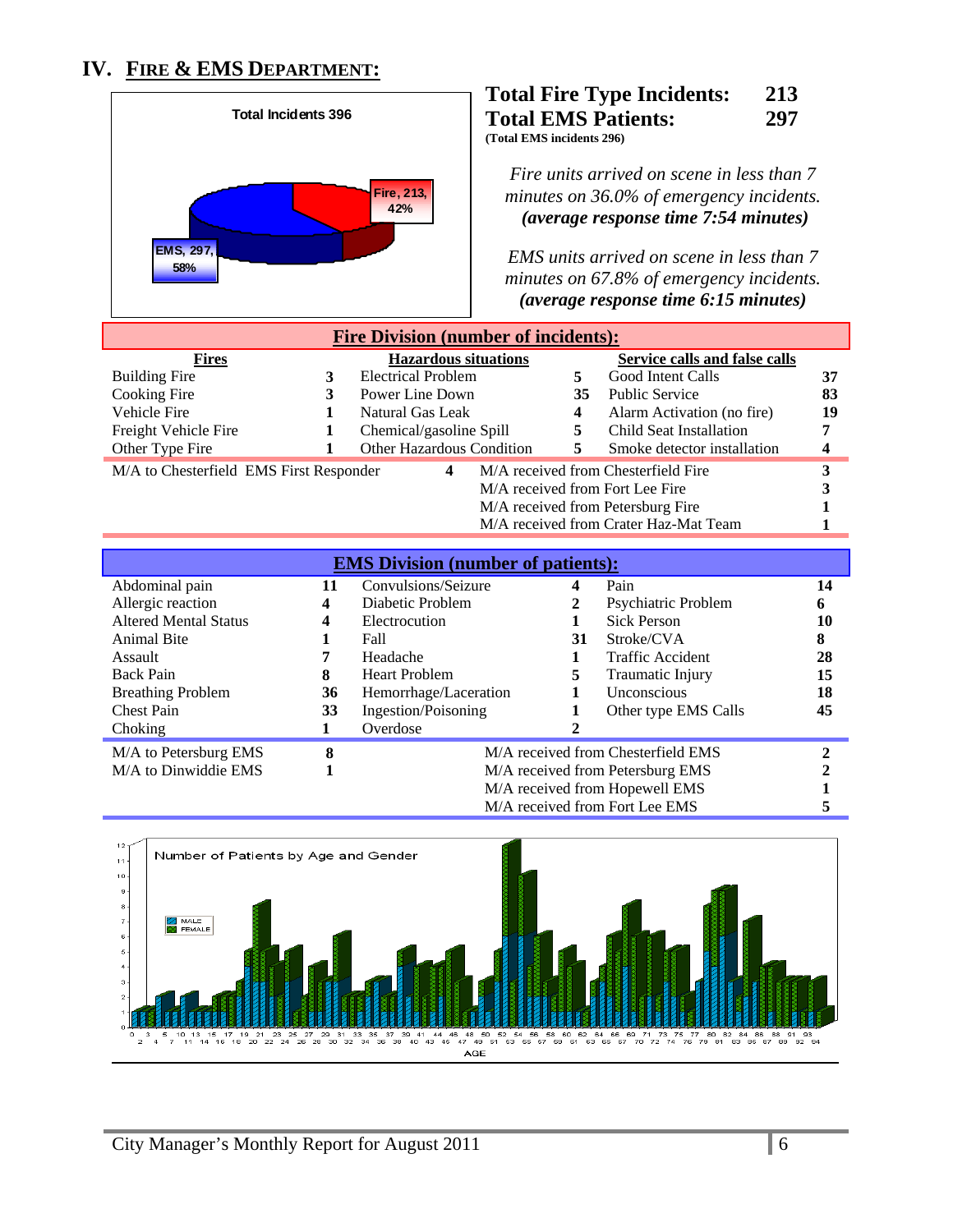## IV. FIRE & EMS DEPARTMENT:

Total Incidents 396

Fire, 213, 42%

EMS, 297, 58%

**Total Fire Type Incidents: 213**
**Total EMS Patients: 297**
**(Total EMS incidents 296)**

*Fire units arrived on scene in less than 7 minutes on 36.0% of emergency incidents.*
***(average response time 7:54 minutes)***

*EMS units arrived on scene in less than 7 minutes on 67.8% of emergency incidents.*
***(average response time 6:15 minutes)***

### Fire Division (number of incidents):

| Fires | | Hazardous situations | | Service calls and false calls | |
|---|---|---|---|---|---|
| Building Fire | 3 | Electrical Problem | 5 | Good Intent Calls | 37 |
| Cooking Fire | 3 | Power Line Down | 35 | Public Service | 83 |
| Vehicle Fire | 1 | Natural Gas Leak | 4 | Alarm Activation (no fire) | 19 |
| Freight Vehicle Fire | 1 | Chemical/gasoline Spill | 5 | Child Seat Installation | 7 |
| Other Type Fire | 1 | Other Hazardous Condition | 5 | Smoke detector installation | 4 |

| | | | |
|---|---|---|---|
| M/A to Chesterfield EMS First Responder | 4 | M/A received from Chesterfield Fire | 3 |
| | | M/A received from Fort Lee Fire | 3 |
| | | M/A received from Petersburg Fire | 1 |
| | | M/A received from Crater Haz-Mat Team | 1 |

### EMS Division (number of patients):

| | | | | | |
|---|---|---|---|---|---|
| Abdominal pain | 11 | Convulsions/Seizure | 4 | Pain | 14 |
| Allergic reaction | 4 | Diabetic Problem | 2 | Psychiatric Problem | 6 |
| Altered Mental Status | 4 | Electrocution | 1 | Sick Person | 10 |
| Animal Bite | 1 | Fall | 31 | Stroke/CVA | 8 |
| Assault | 7 | Headache | 1 | Traffic Accident | 28 |
| Back Pain | 8 | Heart Problem | 5 | Traumatic Injury | 15 |
| Breathing Problem | 36 | Hemorrhage/Laceration | 1 | Unconscious | 18 |
| Chest Pain | 33 | Ingestion/Poisoning | 1 | Other type EMS Calls | 45 |
| Choking | 1 | Overdose | 2 | | |

| | | | |
|---|---|---|---|
| M/A to Petersburg EMS | 8 | M/A received from Chesterfield EMS | 2 |
| M/A to Dinwiddie EMS | 1 | M/A received from Petersburg EMS | 2 |
| | | M/A received from Hopewell EMS | 1 |
| | | M/A received from Fort Lee EMS | 5 |

Number of Patients by Age and Gender (MALE / FEMALE; x-axis: AGE)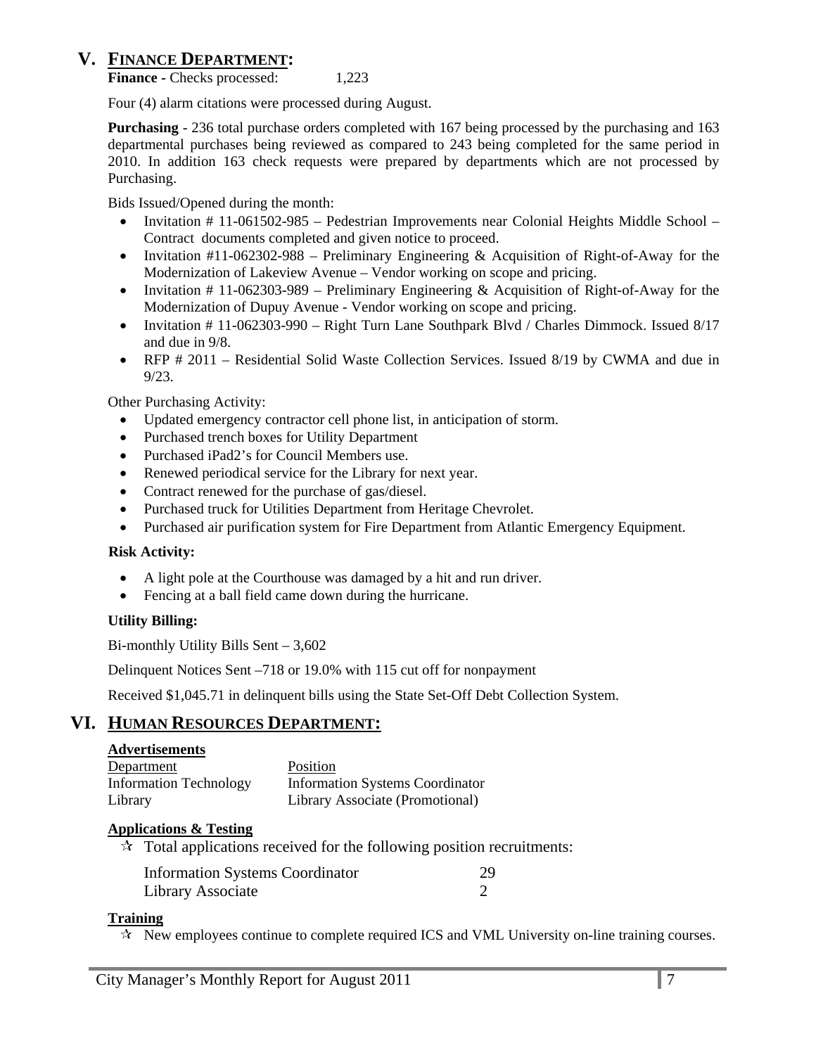## V. FINANCE DEPARTMENT:

**Finance -** Checks processed: 1,223

Four (4) alarm citations were processed during August.

**Purchasing** - 236 total purchase orders completed with 167 being processed by the purchasing and 163 departmental purchases being reviewed as compared to 243 being completed for the same period in 2010. In addition 163 check requests were prepared by departments which are not processed by Purchasing.

Bids Issued/Opened during the month:

- Invitation # 11-061502-985 – Pedestrian Improvements near Colonial Heights Middle School – Contract documents completed and given notice to proceed.
- Invitation #11-062302-988 – Preliminary Engineering & Acquisition of Right-of-Away for the Modernization of Lakeview Avenue – Vendor working on scope and pricing.
- Invitation # 11-062303-989 – Preliminary Engineering & Acquisition of Right-of-Away for the Modernization of Dupuy Avenue - Vendor working on scope and pricing.
- Invitation # 11-062303-990 – Right Turn Lane Southpark Blvd / Charles Dimmock. Issued 8/17 and due in 9/8.
- RFP # 2011 – Residential Solid Waste Collection Services. Issued 8/19 by CWMA and due in 9/23.

Other Purchasing Activity:

- Updated emergency contractor cell phone list, in anticipation of storm.
- Purchased trench boxes for Utility Department
- Purchased iPad2's for Council Members use.
- Renewed periodical service for the Library for next year.
- Contract renewed for the purchase of gas/diesel.
- Purchased truck for Utilities Department from Heritage Chevrolet.
- Purchased air purification system for Fire Department from Atlantic Emergency Equipment.

**Risk Activity:**

- A light pole at the Courthouse was damaged by a hit and run driver.
- Fencing at a ball field came down during the hurricane.

**Utility Billing:**

Bi-monthly Utility Bills Sent – 3,602

Delinquent Notices Sent –718 or 19.0% with 115 cut off for nonpayment

Received $1,045.71 in delinquent bills using the State Set-Off Debt Collection System.

## VI. HUMAN RESOURCES DEPARTMENT:

**Advertisements**

| Department | Position |
|---|---|
| Information Technology | Information Systems Coordinator |
| Library | Library Associate (Promotional) |

**Applications & Testing**

- ☆ Total applications received for the following position recruitments:

| | |
|---|---|
| Information Systems Coordinator | 29 |
| Library Associate | 2 |

**Training**

- ☆ New employees continue to complete required ICS and VML University on-line training courses.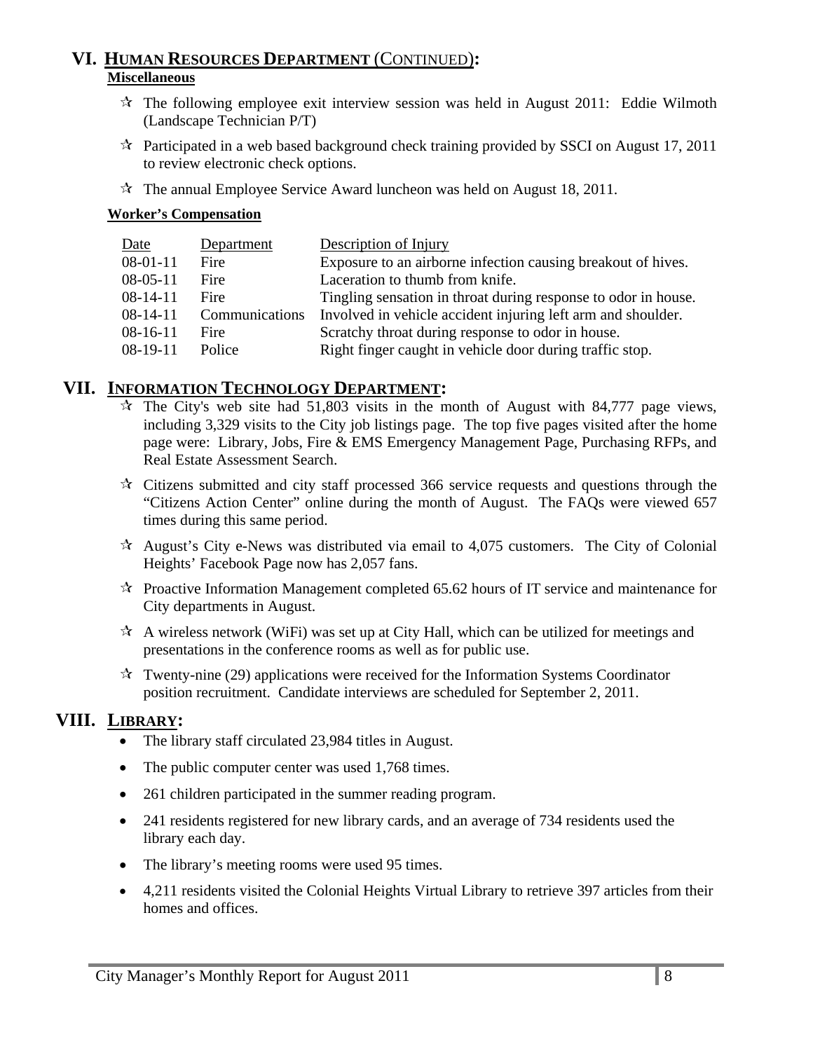## VI. HUMAN RESOURCES DEPARTMENT (CONTINUED):

**Miscellaneous**

- The following employee exit interview session was held in August 2011: Eddie Wilmoth (Landscape Technician P/T)
- Participated in a web based background check training provided by SSCI on August 17, 2011 to review electronic check options.
- The annual Employee Service Award luncheon was held on August 18, 2011.

**Worker's Compensation**

| Date | Department | Description of Injury |
|---|---|---|
| 08-01-11 | Fire | Exposure to an airborne infection causing breakout of hives. |
| 08-05-11 | Fire | Laceration to thumb from knife. |
| 08-14-11 | Fire | Tingling sensation in throat during response to odor in house. |
| 08-14-11 | Communications | Involved in vehicle accident injuring left arm and shoulder. |
| 08-16-11 | Fire | Scratchy throat during response to odor in house. |
| 08-19-11 | Police | Right finger caught in vehicle door during traffic stop. |

## VII. INFORMATION TECHNOLOGY DEPARTMENT:

- The City's web site had 51,803 visits in the month of August with 84,777 page views, including 3,329 visits to the City job listings page. The top five pages visited after the home page were: Library, Jobs, Fire & EMS Emergency Management Page, Purchasing RFPs, and Real Estate Assessment Search.
- Citizens submitted and city staff processed 366 service requests and questions through the "Citizens Action Center" online during the month of August. The FAQs were viewed 657 times during this same period.
- August's City e-News was distributed via email to 4,075 customers. The City of Colonial Heights' Facebook Page now has 2,057 fans.
- Proactive Information Management completed 65.62 hours of IT service and maintenance for City departments in August.
- A wireless network (WiFi) was set up at City Hall, which can be utilized for meetings and presentations in the conference rooms as well as for public use.
- Twenty-nine (29) applications were received for the Information Systems Coordinator position recruitment. Candidate interviews are scheduled for September 2, 2011.

## VIII. LIBRARY:

- The library staff circulated 23,984 titles in August.
- The public computer center was used 1,768 times.
- 261 children participated in the summer reading program.
- 241 residents registered for new library cards, and an average of 734 residents used the library each day.
- The library's meeting rooms were used 95 times.
- 4,211 residents visited the Colonial Heights Virtual Library to retrieve 397 articles from their homes and offices.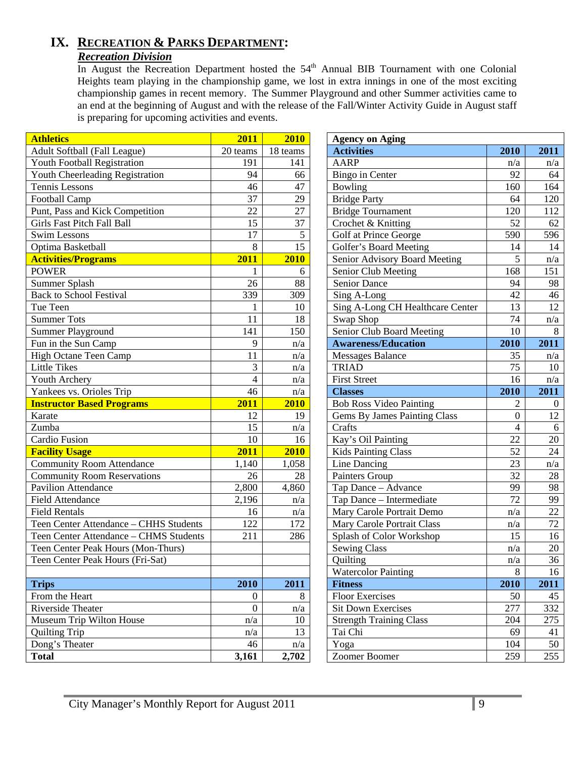# IX. RECREATION & PARKS DEPARTMENT:

## *Recreation Division*

In August the Recreation Department hosted the 54th Annual BIB Tournament with one Colonial Heights team playing in the championship game, we lost in extra innings in one of the most exciting championship games in recent memory. The Summer Playground and other Summer activities came to an end at the beginning of August and with the release of the Fall/Winter Activity Guide in August staff is preparing for upcoming activities and events.

| **Athletics** | **2011** | **2010** |
|---|---|---|
| Adult Softball (Fall League) | 20 teams | 18 teams |
| Youth Football Registration | 191 | 141 |
| Youth Cheerleading Registration | 94 | 66 |
| Tennis Lessons | 46 | 47 |
| Football Camp | 37 | 29 |
| Punt, Pass and Kick Competition | 22 | 27 |
| Girls Fast Pitch Fall Ball | 15 | 37 |
| Swim Lessons | 17 | 5 |
| Optima Basketball | 8 | 15 |
| **Activities/Programs** | **2011** | **2010** |
| POWER | 1 | 6 |
| Summer Splash | 26 | 88 |
| Back to School Festival | 339 | 309 |
| Tue Teen | 1 | 10 |
| Summer Tots | 11 | 18 |
| Summer Playground | 141 | 150 |
| Fun in the Sun Camp | 9 | n/a |
| High Octane Teen Camp | 11 | n/a |
| Little Tikes | 3 | n/a |
| Youth Archery | 4 | n/a |
| Yankees vs. Orioles Trip | 46 | n/a |
| **Instructor Based Programs** | **2011** | **2010** |
| Karate | 12 | 19 |
| Zumba | 15 | n/a |
| Cardio Fusion | 10 | 16 |
| **Facility Usage** | **2011** | **2010** |
| Community Room Attendance | 1,140 | 1,058 |
| Community Room Reservations | 26 | 28 |
| Pavilion Attendance | 2,800 | 4,860 |
| Field Attendance | 2,196 | n/a |
| Field Rentals | 16 | n/a |
| Teen Center Attendance – CHHS Students | 122 | 172 |
| Teen Center Attendance – CHMS Students | 211 | 286 |
| Teen Center Peak Hours (Mon-Thurs) | | |
| Teen Center Peak Hours (Fri-Sat) | | |
| | | |
| **Trips** | **2010** | **2011** |
| From the Heart | 0 | 8 |
| Riverside Theater | 0 | n/a |
| Museum Trip Wilton House | n/a | 10 |
| Quilting Trip | n/a | 13 |
| Dong's Theater | 46 | n/a |
| **Total** | **3,161** | **2,702** |

| **Agency on Aging** | | |
|---|---|---|
| **Activities** | **2010** | **2011** |
| AARP | n/a | n/a |
| Bingo in Center | 92 | 64 |
| Bowling | 160 | 164 |
| Bridge Party | 64 | 120 |
| Bridge Tournament | 120 | 112 |
| Crochet & Knitting | 52 | 62 |
| Golf at Prince George | 590 | 596 |
| Golfer's Board Meeting | 14 | 14 |
| Senior Advisory Board Meeting | 5 | n/a |
| Senior Club Meeting | 168 | 151 |
| Senior Dance | 94 | 98 |
| Sing A-Long | 42 | 46 |
| Sing A-Long CH Healthcare Center | 13 | 12 |
| Swap Shop | 74 | n/a |
| Senior Club Board Meeting | 10 | 8 |
| **Awareness/Education** | **2010** | **2011** |
| Messages Balance | 35 | n/a |
| TRIAD | 75 | 10 |
| First Street | 16 | n/a |
| **Classes** | **2010** | **2011** |
| Bob Ross Video Painting | 2 | 0 |
| Gems By James Painting Class | 0 | 12 |
| Crafts | 4 | 6 |
| Kay's Oil Painting | 22 | 20 |
| Kids Painting Class | 52 | 24 |
| Line Dancing | 23 | n/a |
| Painters Group | 32 | 28 |
| Tap Dance – Advance | 99 | 98 |
| Tap Dance – Intermediate | 72 | 99 |
| Mary Carole Portrait Demo | n/a | 22 |
| Mary Carole Portrait Class | n/a | 72 |
| Splash of Color Workshop | 15 | 16 |
| Sewing Class | n/a | 20 |
| Quilting | n/a | 36 |
| Watercolor Painting | 8 | 16 |
| **Fitness** | **2010** | **2011** |
| Floor Exercises | 50 | 45 |
| Sit Down Exercises | 277 | 332 |
| Strength Training Class | 204 | 275 |
| Tai Chi | 69 | 41 |
| Yoga | 104 | 50 |
| Zoomer Boomer | 259 | 255 |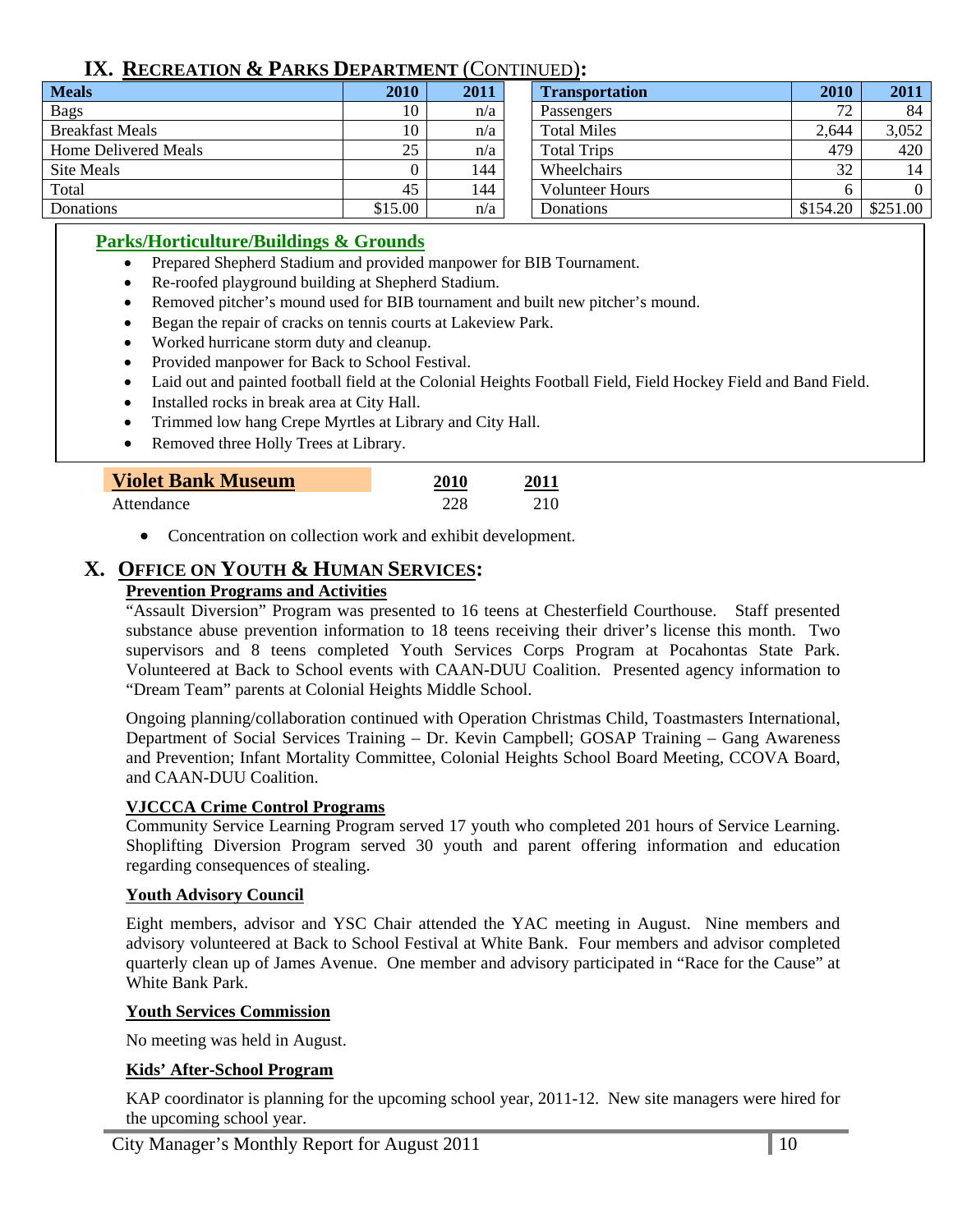## IX. RECREATION & PARKS DEPARTMENT (CONTINUED):

| Meals | 2010 | 2011 |
|---|---|---|
| Bags | 10 | n/a |
| Breakfast Meals | 10 | n/a |
| Home Delivered Meals | 25 | n/a |
| Site Meals | 0 | 144 |
| Total | 45 | 144 |
| Donations | $15.00 | n/a |

| Transportation | 2010 | 2011 |
|---|---|---|
| Passengers | 72 | 84 |
| Total Miles | 2,644 | 3,052 |
| Total Trips | 479 | 420 |
| Wheelchairs | 32 | 14 |
| Volunteer Hours | 6 | 0 |
| Donations | $154.20 | $251.00 |

### Parks/Horticulture/Buildings & Grounds

- Prepared Shepherd Stadium and provided manpower for BIB Tournament.
- Re-roofed playground building at Shepherd Stadium.
- Removed pitcher's mound used for BIB tournament and built new pitcher's mound.
- Began the repair of cracks on tennis courts at Lakeview Park.
- Worked hurricane storm duty and cleanup.
- Provided manpower for Back to School Festival.
- Laid out and painted football field at the Colonial Heights Football Field, Field Hockey Field and Band Field.
- Installed rocks in break area at City Hall.
- Trimmed low hang Crepe Myrtles at Library and City Hall.
- Removed three Holly Trees at Library.

| Violet Bank Museum | 2010 | 2011 |
|---|---|---|
| Attendance | 228 | 210 |

- Concentration on collection work and exhibit development.

## X. OFFICE ON YOUTH & HUMAN SERVICES:

### Prevention Programs and Activities

"Assault Diversion" Program was presented to 16 teens at Chesterfield Courthouse. Staff presented substance abuse prevention information to 18 teens receiving their driver's license this month. Two supervisors and 8 teens completed Youth Services Corps Program at Pocahontas State Park. Volunteered at Back to School events with CAAN-DUU Coalition. Presented agency information to "Dream Team" parents at Colonial Heights Middle School.

Ongoing planning/collaboration continued with Operation Christmas Child, Toastmasters International, Department of Social Services Training – Dr. Kevin Campbell; GOSAP Training – Gang Awareness and Prevention; Infant Mortality Committee, Colonial Heights School Board Meeting, CCOVA Board, and CAAN-DUU Coalition.

### VJCCCA Crime Control Programs

Community Service Learning Program served 17 youth who completed 201 hours of Service Learning. Shoplifting Diversion Program served 30 youth and parent offering information and education regarding consequences of stealing.

### Youth Advisory Council

Eight members, advisor and YSC Chair attended the YAC meeting in August. Nine members and advisory volunteered at Back to School Festival at White Bank. Four members and advisor completed quarterly clean up of James Avenue. One member and advisory participated in "Race for the Cause" at White Bank Park.

### Youth Services Commission

No meeting was held in August.

### Kids' After-School Program

KAP coordinator is planning for the upcoming school year, 2011-12. New site managers were hired for the upcoming school year.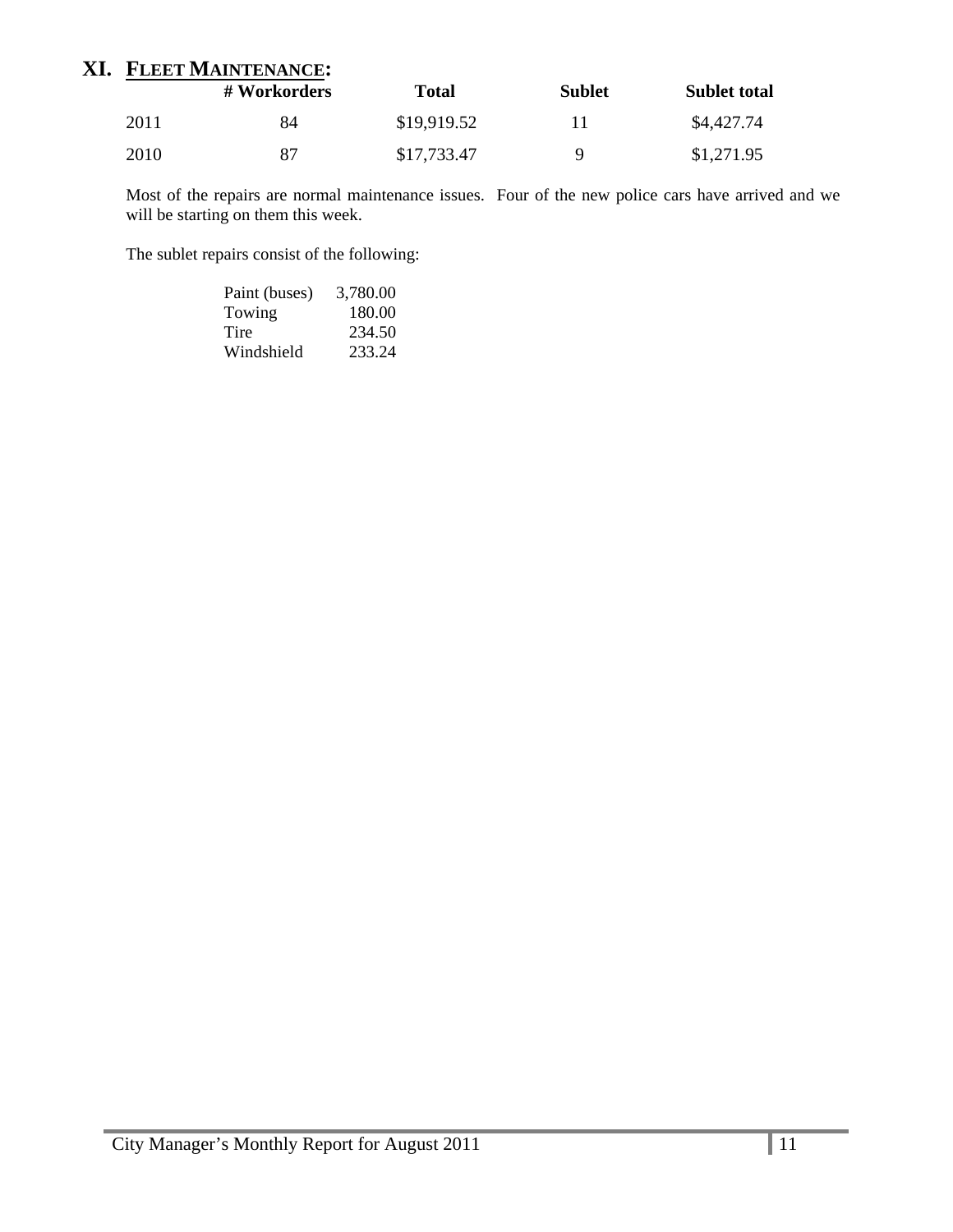# XI. FLEET MAINTENANCE:

| | # Workorders | Total | Sublet | Sublet total |
|---|---|---|---|---|
| 2011 | 84 | $19,919.52 | 11 | $4,427.74 |
| 2010 | 87 | $17,733.47 | 9 | $1,271.95 |

Most of the repairs are normal maintenance issues. Four of the new police cars have arrived and we will be starting on them this week.

The sublet repairs consist of the following:

| | |
|---|---|
| Paint (buses) | 3,780.00 |
| Towing | 180.00 |
| Tire | 234.50 |
| Windshield | 233.24 |